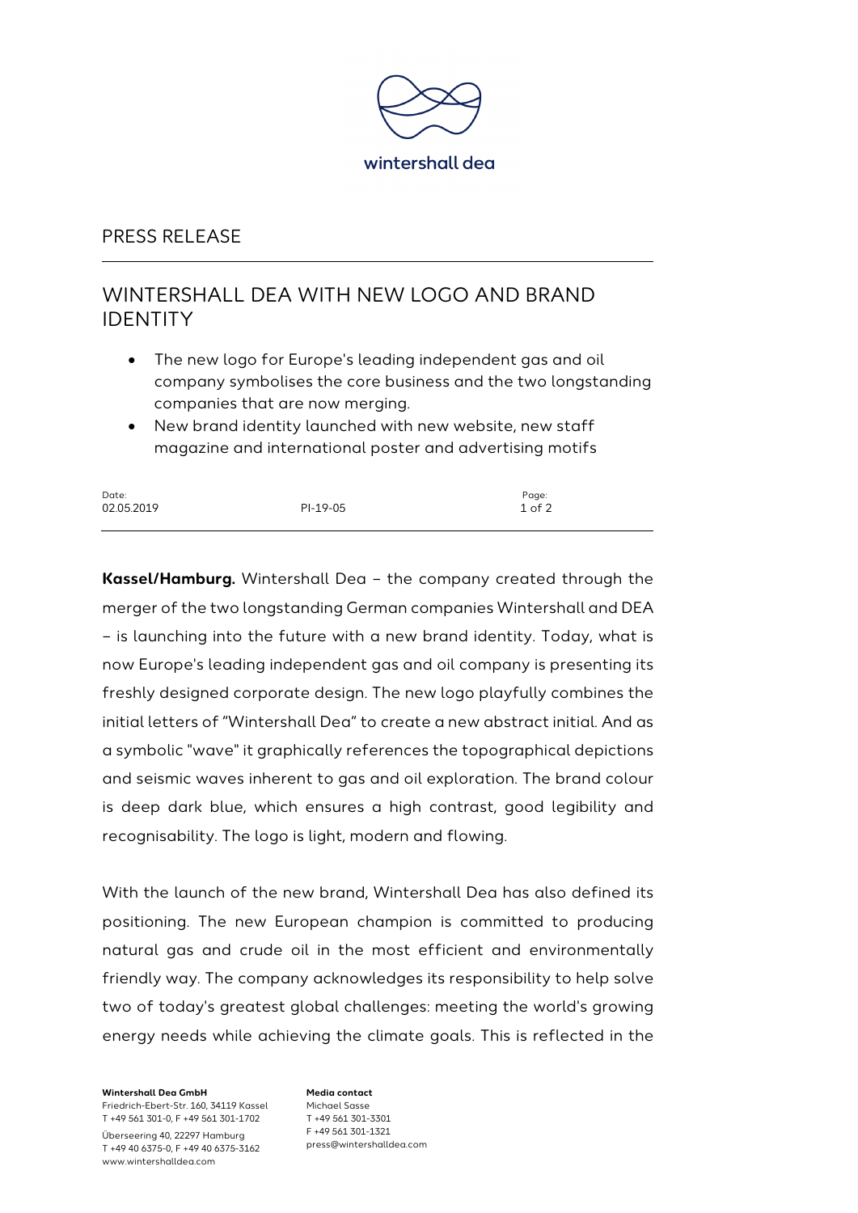wintershall dea

PRESS RELEASE

# WINTERSHALL DEA WITH NEW LOGO AND BRAND IDENTITY

- The new logo for Europe's leading independent gas and oil company symbolises the core business and the two longstanding companies that are now merging.
- New brand identity launched with new website, new staff magazine and international poster and advertising motifs

| Date: | | Page: |
|---|---|---|
| 02.05.2019 | PI-19-05 | 1 of 2 |

**Kassel/Hamburg.** Wintershall Dea – the company created through the merger of the two longstanding German companies Wintershall and DEA – is launching into the future with a new brand identity. Today, what is now Europe's leading independent gas and oil company is presenting its freshly designed corporate design. The new logo playfully combines the initial letters of "Wintershall Dea" to create a new abstract initial. And as a symbolic "wave" it graphically references the topographical depictions and seismic waves inherent to gas and oil exploration. The brand colour is deep dark blue, which ensures a high contrast, good legibility and recognisability. The logo is light, modern and flowing.

With the launch of the new brand, Wintershall Dea has also defined its positioning. The new European champion is committed to producing natural gas and crude oil in the most efficient and environmentally friendly way. The company acknowledges its responsibility to help solve two of today's greatest global challenges: meeting the world's growing energy needs while achieving the climate goals. This is reflected in the

**Wintershall Dea GmbH**
Friedrich-Ebert-Str. 160, 34119 Kassel
T +49 561 301-0, F +49 561 301-1702
Überseering 40, 22297 Hamburg
T +49 40 6375-0, F +49 40 6375-3162
www.wintershalldea.com

**Media contact**
Michael Sasse
T +49 561 301-3301
F +49 561 301-1321
press@wintershalldea.com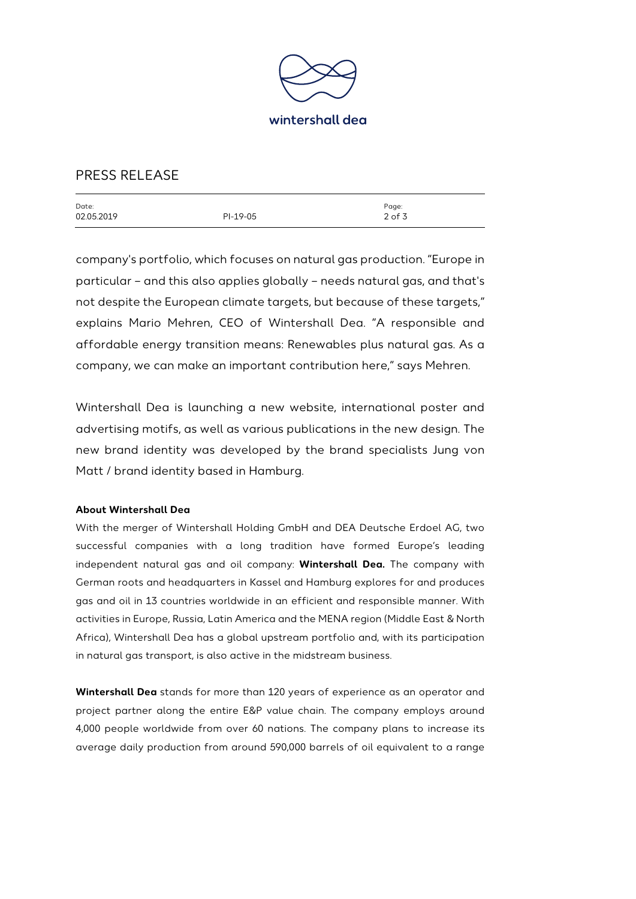company's portfolio, which focuses on natural gas production. "Europe in particular – and this also applies globally – needs natural gas, and that's not despite the European climate targets, but because of these targets," explains Mario Mehren, CEO of Wintershall Dea. "A responsible and affordable energy transition means: Renewables plus natural gas. As a company, we can make an important contribution here," says Mehren.

Wintershall Dea is launching a new website, international poster and advertising motifs, as well as various publications in the new design. The new brand identity was developed by the brand specialists Jung von Matt / brand identity based in Hamburg.

**About Wintershall Dea**

With the merger of Wintershall Holding GmbH and DEA Deutsche Erdoel AG, two successful companies with a long tradition have formed Europe's leading independent natural gas and oil company: **Wintershall Dea.** The company with German roots and headquarters in Kassel and Hamburg explores for and produces gas and oil in 13 countries worldwide in an efficient and responsible manner. With activities in Europe, Russia, Latin America and the MENA region (Middle East & North Africa), Wintershall Dea has a global upstream portfolio and, with its participation in natural gas transport, is also active in the midstream business.

**Wintershall Dea** stands for more than 120 years of experience as an operator and project partner along the entire E&P value chain. The company employs around 4,000 people worldwide from over 60 nations. The company plans to increase its average daily production from around 590,000 barrels of oil equivalent to a range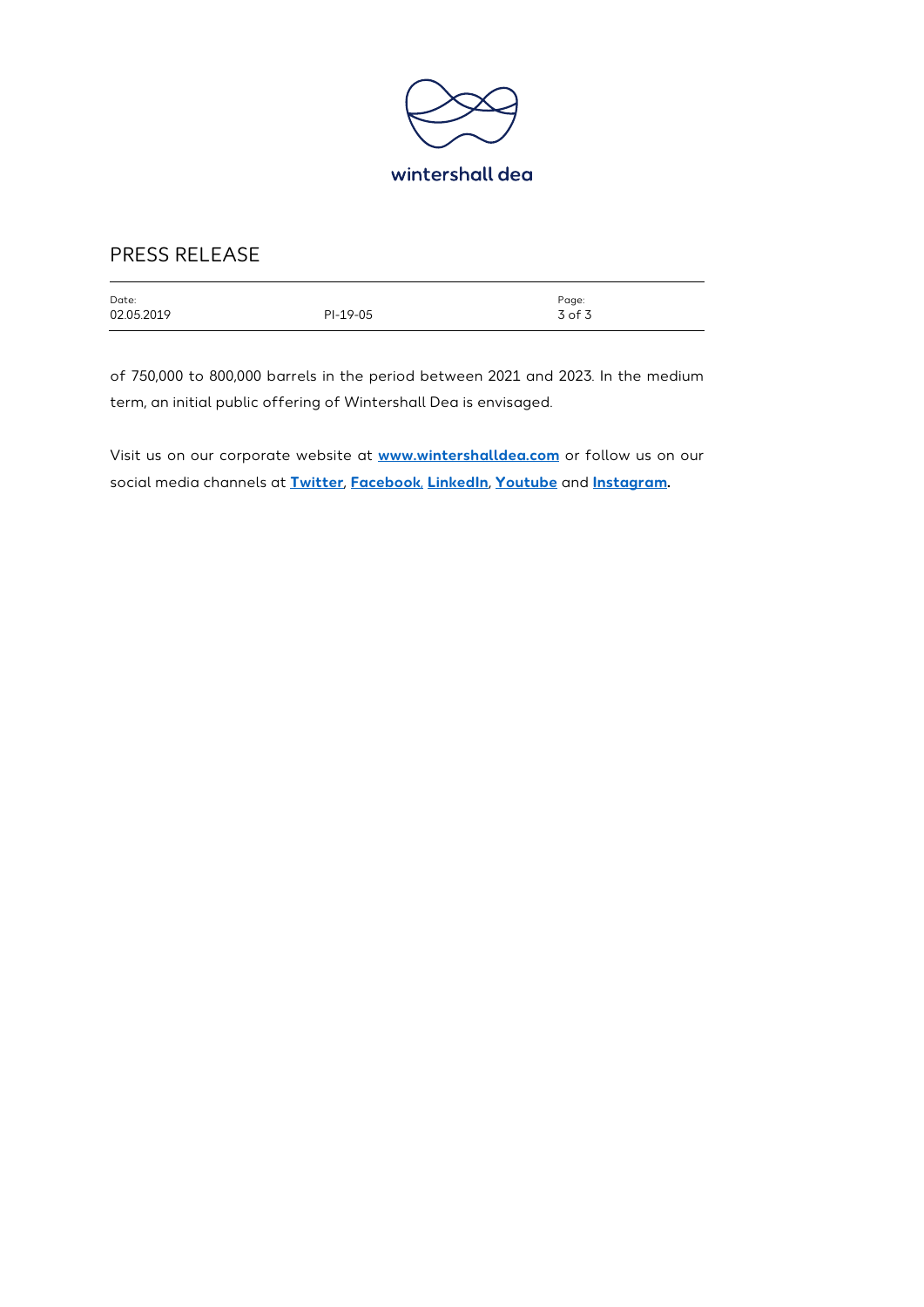of 750,000 to 800,000 barrels in the period between 2021 and 2023. In the medium term, an initial public offering of Wintershall Dea is envisaged.

Visit us on our corporate website at **www.wintershalldea.com** or follow us on our social media channels at **Twitter**, **Facebook**, **LinkedIn**, **Youtube** and **Instagram**.